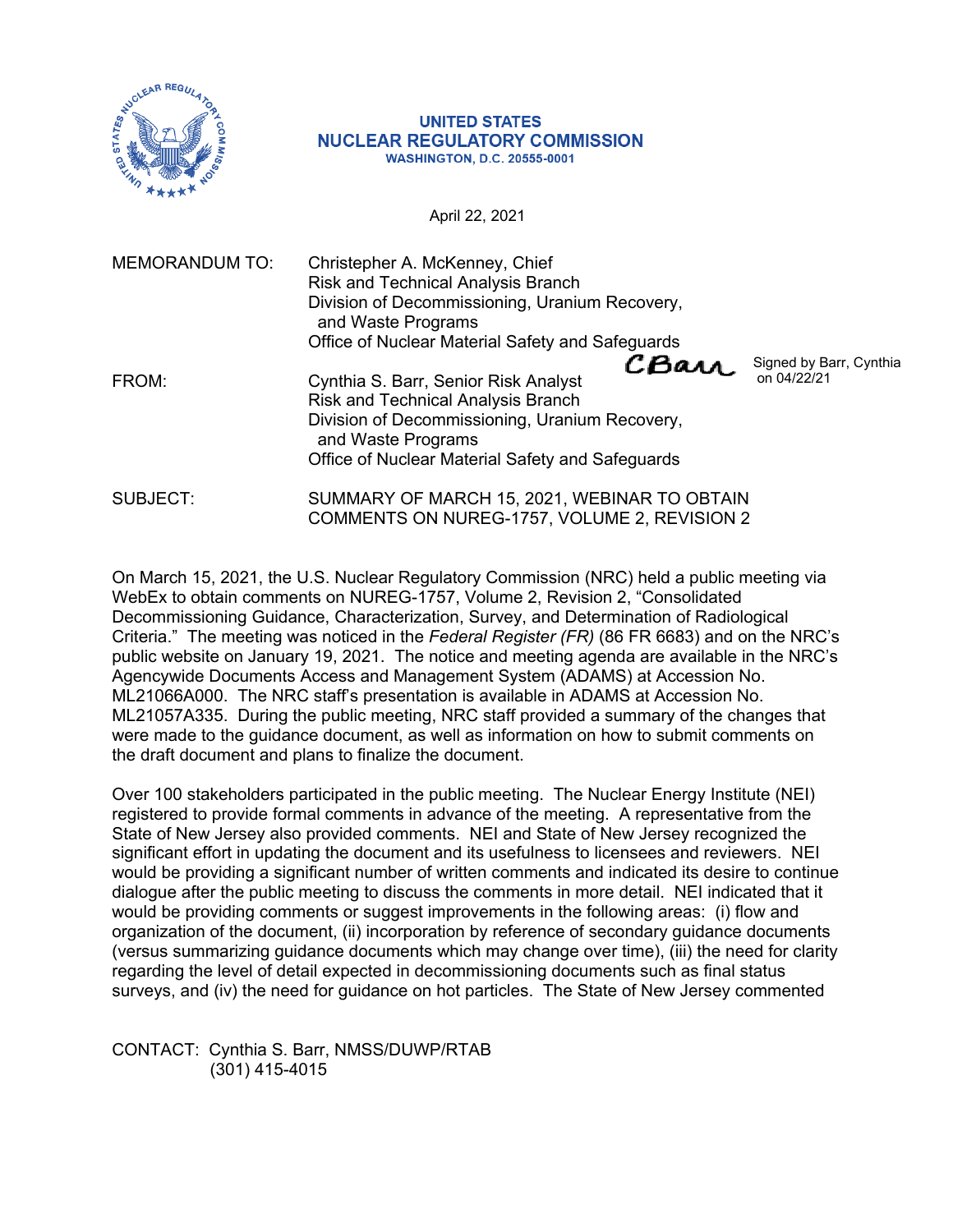UNITED STATES
NUCLEAR REGULATORY COMMISSION
WASHINGTON, D.C. 20555-0001

April 22, 2021

MEMORANDUM TO: Christepher A. McKenney, Chief
Risk and Technical Analysis Branch
Division of Decommissioning, Uranium Recovery, and Waste Programs
Office of Nuclear Material Safety and Safeguards

FROM: Cynthia S. Barr, Senior Risk Analyst
Risk and Technical Analysis Branch
Division of Decommissioning, Uranium Recovery, and Waste Programs
Office of Nuclear Material Safety and Safeguards

Signed by Barr, Cynthia on 04/22/21

SUBJECT: SUMMARY OF MARCH 15, 2021, WEBINAR TO OBTAIN COMMENTS ON NUREG-1757, VOLUME 2, REVISION 2

On March 15, 2021, the U.S. Nuclear Regulatory Commission (NRC) held a public meeting via WebEx to obtain comments on NUREG-1757, Volume 2, Revision 2, "Consolidated Decommissioning Guidance, Characterization, Survey, and Determination of Radiological Criteria." The meeting was noticed in the *Federal Register (FR)* (86 FR 6683) and on the NRC's public website on January 19, 2021. The notice and meeting agenda are available in the NRC's Agencywide Documents Access and Management System (ADAMS) at Accession No. ML21066A000. The NRC staff's presentation is available in ADAMS at Accession No. ML21057A335. During the public meeting, NRC staff provided a summary of the changes that were made to the guidance document, as well as information on how to submit comments on the draft document and plans to finalize the document.

Over 100 stakeholders participated in the public meeting. The Nuclear Energy Institute (NEI) registered to provide formal comments in advance of the meeting. A representative from the State of New Jersey also provided comments. NEI and State of New Jersey recognized the significant effort in updating the document and its usefulness to licensees and reviewers. NEI would be providing a significant number of written comments and indicated its desire to continue dialogue after the public meeting to discuss the comments in more detail. NEI indicated that it would be providing comments or suggest improvements in the following areas: (i) flow and organization of the document, (ii) incorporation by reference of secondary guidance documents (versus summarizing guidance documents which may change over time), (iii) the need for clarity regarding the level of detail expected in decommissioning documents such as final status surveys, and (iv) the need for guidance on hot particles. The State of New Jersey commented

CONTACT: Cynthia S. Barr, NMSS/DUWP/RTAB
(301) 415-4015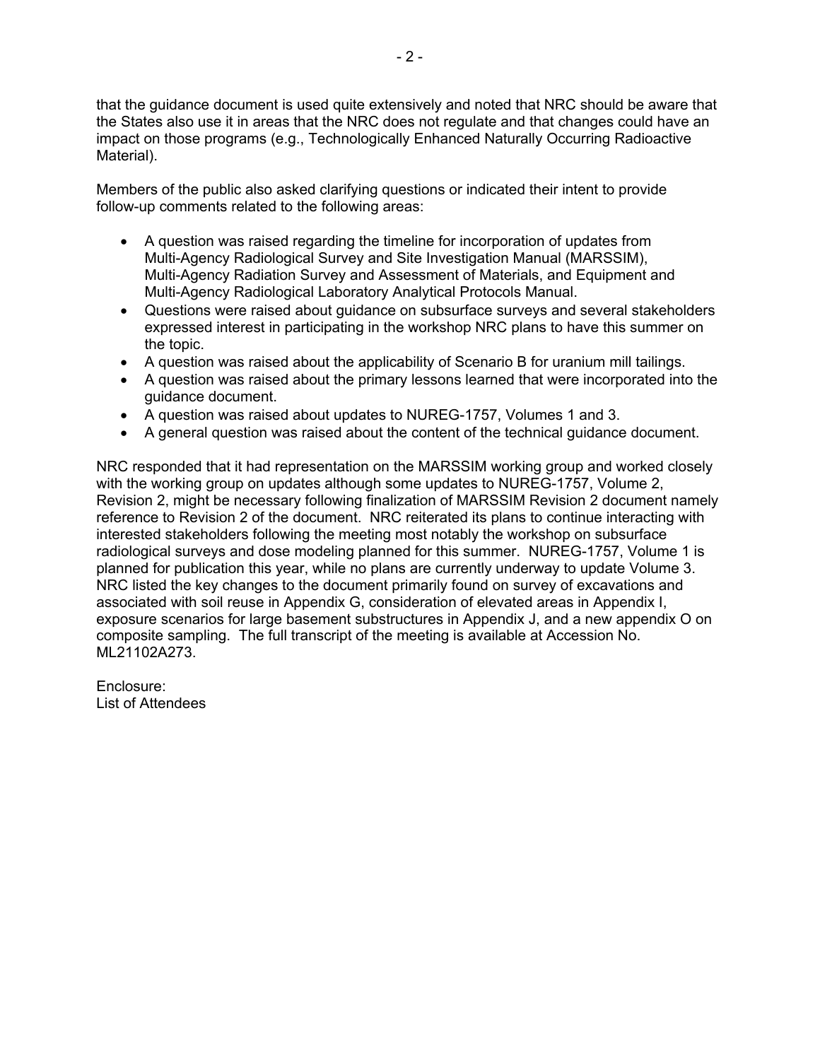that the guidance document is used quite extensively and noted that NRC should be aware that the States also use it in areas that the NRC does not regulate and that changes could have an impact on those programs (e.g., Technologically Enhanced Naturally Occurring Radioactive Material).

Members of the public also asked clarifying questions or indicated their intent to provide follow-up comments related to the following areas:

- A question was raised regarding the timeline for incorporation of updates from Multi-Agency Radiological Survey and Site Investigation Manual (MARSSIM), Multi-Agency Radiation Survey and Assessment of Materials, and Equipment and Multi-Agency Radiological Laboratory Analytical Protocols Manual.
- Questions were raised about guidance on subsurface surveys and several stakeholders expressed interest in participating in the workshop NRC plans to have this summer on the topic.
- A question was raised about the applicability of Scenario B for uranium mill tailings.
- A question was raised about the primary lessons learned that were incorporated into the guidance document.
- A question was raised about updates to NUREG-1757, Volumes 1 and 3.
- A general question was raised about the content of the technical guidance document.

NRC responded that it had representation on the MARSSIM working group and worked closely with the working group on updates although some updates to NUREG-1757, Volume 2, Revision 2, might be necessary following finalization of MARSSIM Revision 2 document namely reference to Revision 2 of the document. NRC reiterated its plans to continue interacting with interested stakeholders following the meeting most notably the workshop on subsurface radiological surveys and dose modeling planned for this summer. NUREG-1757, Volume 1 is planned for publication this year, while no plans are currently underway to update Volume 3. NRC listed the key changes to the document primarily found on survey of excavations and associated with soil reuse in Appendix G, consideration of elevated areas in Appendix I, exposure scenarios for large basement substructures in Appendix J, and a new appendix O on composite sampling. The full transcript of the meeting is available at Accession No. ML21102A273.

Enclosure:
List of Attendees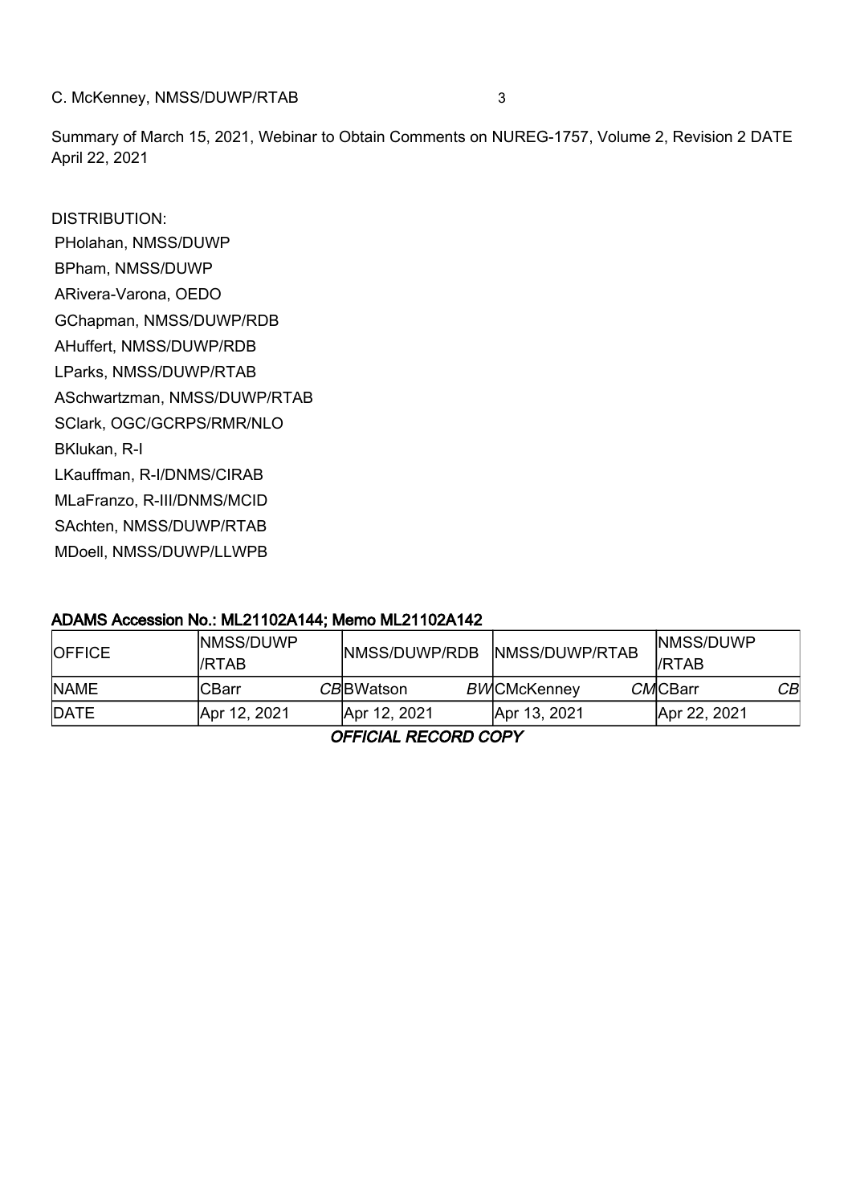Summary of March 15, 2021, Webinar to Obtain Comments on NUREG-1757, Volume 2, Revision 2 DATE April 22, 2021

DISTRIBUTION:
PHolahan, NMSS/DUWP
BPham, NMSS/DUWP
ARivera-Varona, OEDO
GChapman, NMSS/DUWP/RDB
AHuffert, NMSS/DUWP/RDB
LParks, NMSS/DUWP/RTAB
ASchwartzman, NMSS/DUWP/RTAB
SClark, OGC/GCRPS/RMR/NLO
BKlukan, R-I
LKauffman, R-I/DNMS/CIRAB
MLaFranzo, R-III/DNMS/MCID
SAchten, NMSS/DUWP/RTAB
MDoell, NMSS/DUWP/LLWPB

**ADAMS Accession No.: ML21102A144; Memo ML21102A142**

| OFFICE | NMSS/DUWP /RTAB | NMSS/DUWP/RDB | NMSS/DUWP/RTAB | NMSS/DUWP /RTAB |
|---|---|---|---|---|
| NAME | CBarr *CB* | BWatson *BW* | CMcKenney *CM* | CBarr *CB* |
| DATE | Apr 12, 2021 | Apr 12, 2021 | Apr 13, 2021 | Apr 22, 2021 |

***OFFICIAL RECORD COPY***